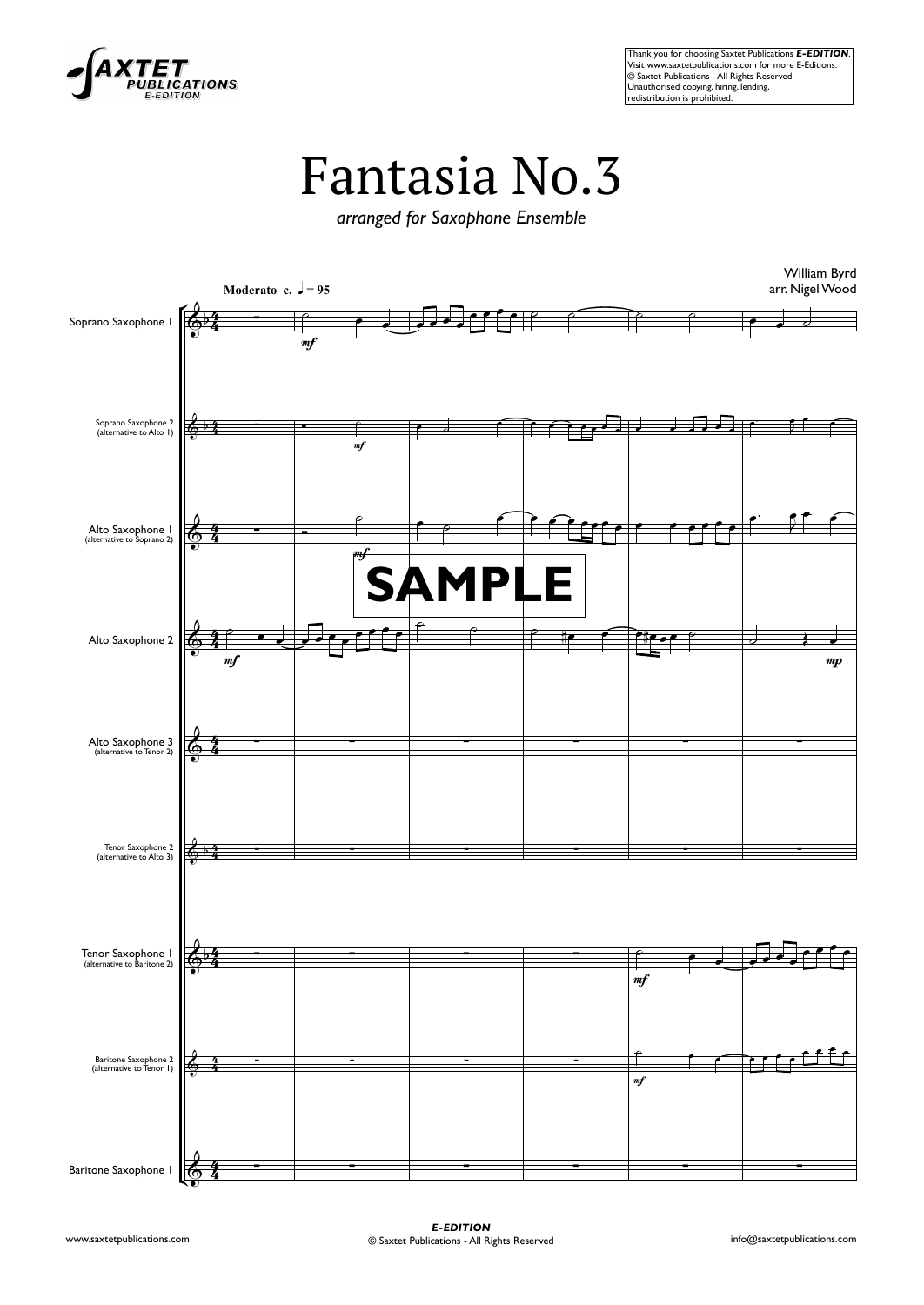Thank you for choosing Saxtet Publications ***E-EDITION***.
Visit www.saxtetpublications.com for more E-Editions.
© Saxtet Publications - All Rights Reserved
Unauthorised copying, hiring, lending,
redistribution is prohibited.

# Fantasia No.3

*arranged for Saxophone Ensemble*

William Byrd
arr. Nigel Wood

**Moderato c. ♩ = 95**

Soprano Saxophone 1

Soprano Saxophone 2 (alternative to Alto 1)

Alto Saxophone 1 (alternative to Soprano 2)

Alto Saxophone 2

Alto Saxophone 3 (alternative to Tenor 2)

Tenor Saxophone 2 (alternative to Alto 3)

Tenor Saxophone 1 (alternative to Baritone 2)

Baritone Saxophone 2 (alternative to Tenor 1)

Baritone Saxophone 1

SAMPLE

***E-EDITION***
© Saxtet Publications - All Rights Reserved

www.saxtetpublications.com

info@saxtetpublications.com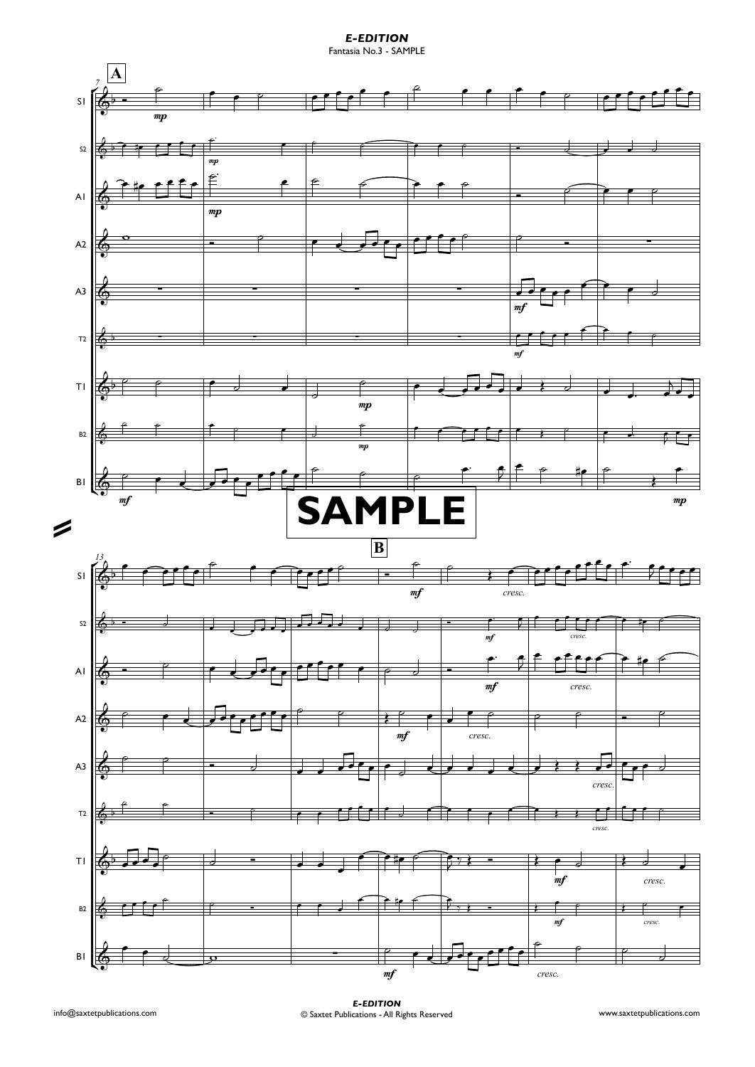SAMPLE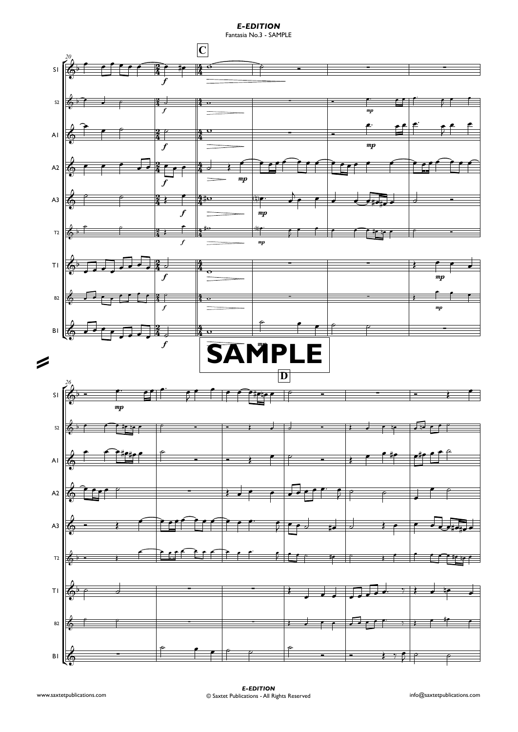## E-EDITION

Fantasia No.3 - SAMPLE

SAMPLE

www.saxtetpublications.com

**E-EDITION**

© Saxtet Publications - All Rights Reserved

info@saxtetpublications.com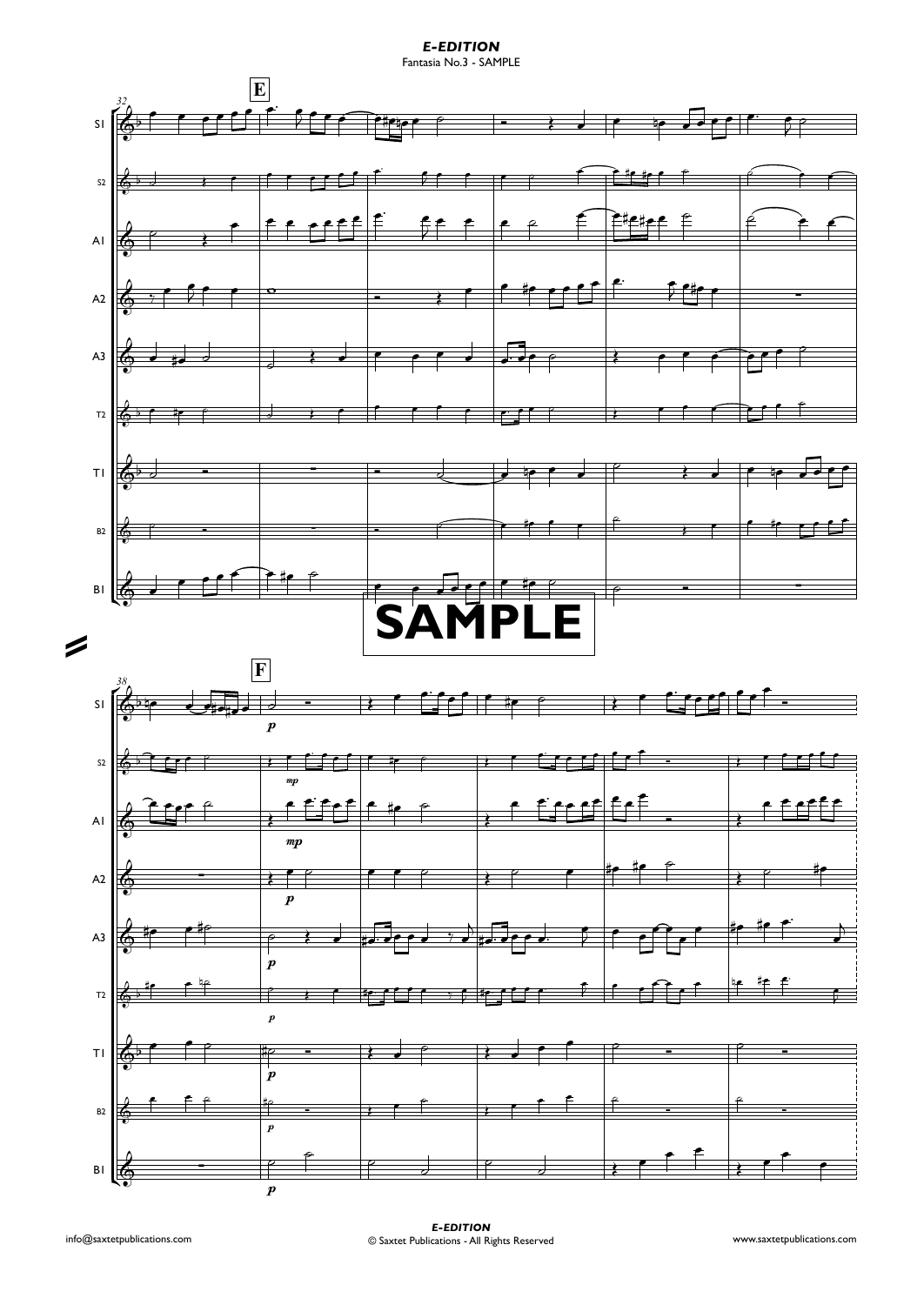# *E-EDITION*

Fantasia No.3 - SAMPLE

SAMPLE

*E-EDITION*

© Saxtet Publications - All Rights Reserved

info@saxtetpublications.com

www.saxtetpublications.com